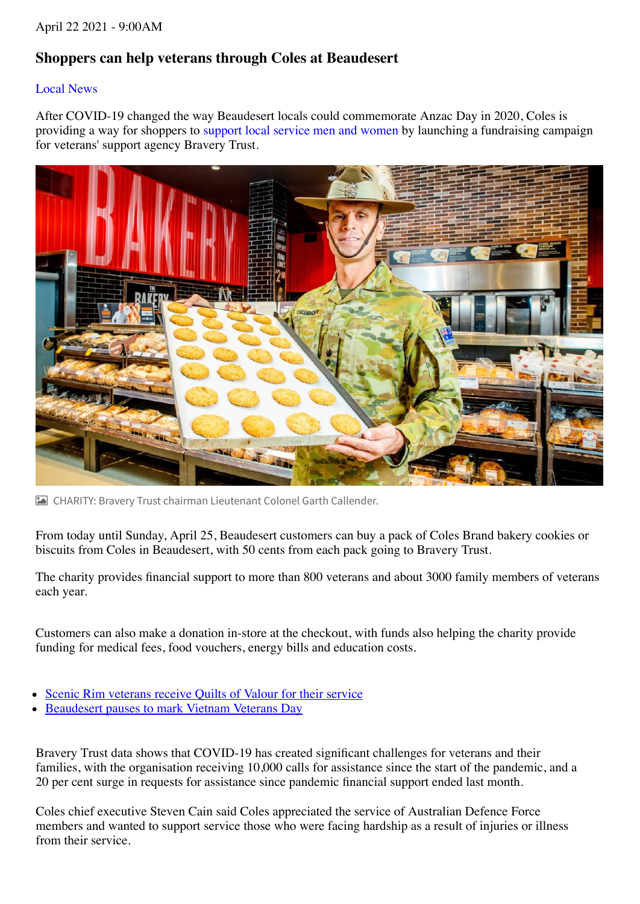April 22 2021 - 9:00AM

## Shoppers can help veterans through Coles at Beaudesert

Local News

After COVID-19 changed the way Beaudesert locals could commemorate Anzac Day in 2020, Coles is providing a way for shoppers to support local service men and women by launching a fundraising campaign for veterans' support agency Bravery Trust.

CHARITY: Bravery Trust chairman Lieutenant Colonel Garth Callender.

From today until Sunday, April 25, Beaudesert customers can buy a pack of Coles Brand bakery cookies or biscuits from Coles in Beaudesert, with 50 cents from each pack going to Bravery Trust.

The charity provides financial support to more than 800 veterans and about 3000 family members of veterans each year.

Customers can also make a donation in-store at the checkout, with funds also helping the charity provide funding for medical fees, food vouchers, energy bills and education costs.

- Scenic Rim veterans receive Quilts of Valour for their service
- Beaudesert pauses to mark Vietnam Veterans Day

Bravery Trust data shows that COVID-19 has created significant challenges for veterans and their families, with the organisation receiving 10,000 calls for assistance since the start of the pandemic, and a 20 per cent surge in requests for assistance since pandemic financial support ended last month.

Coles chief executive Steven Cain said Coles appreciated the service of Australian Defence Force members and wanted to support service those who were facing hardship as a result of injuries or illness from their service.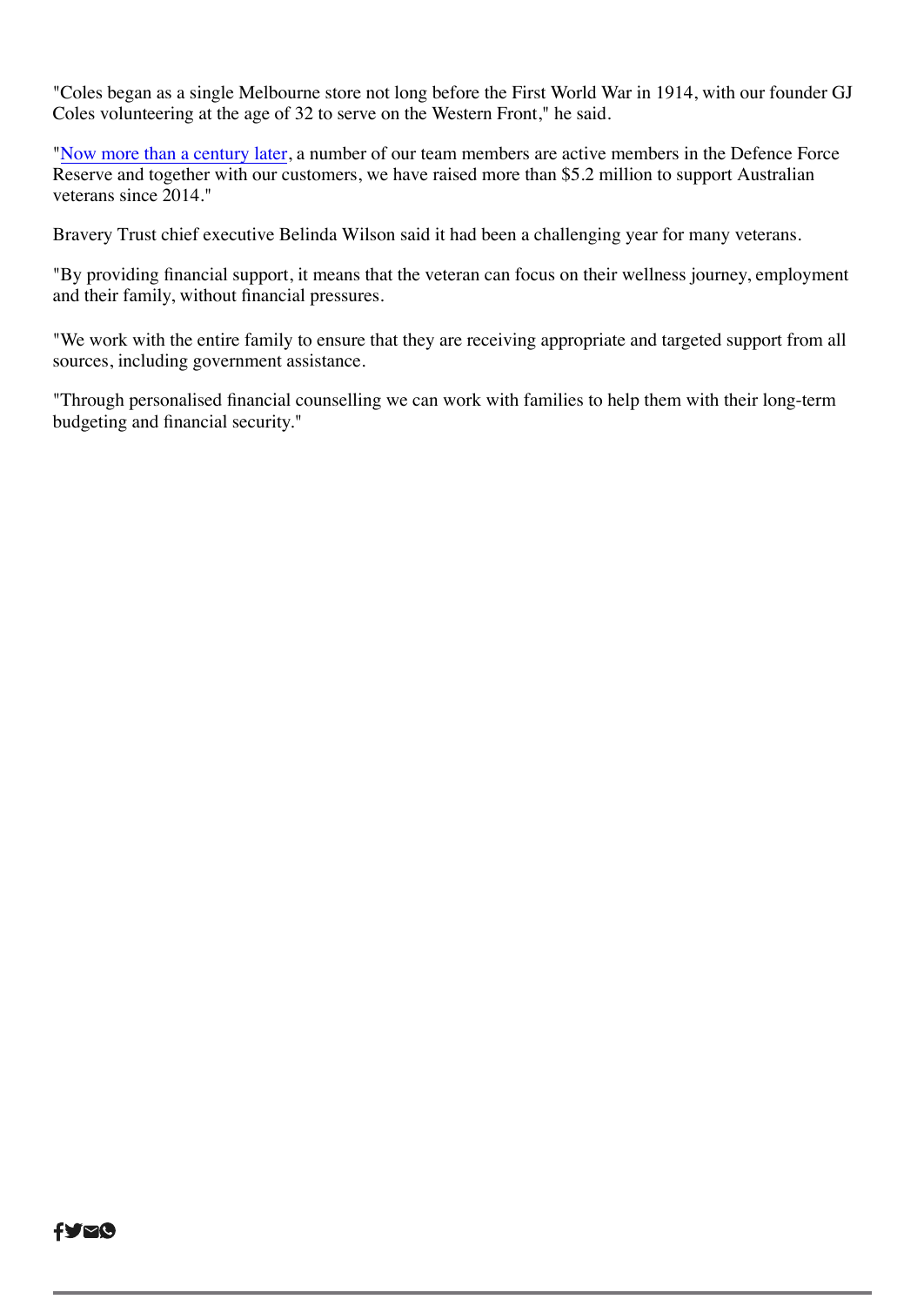"Coles began as a single Melbourne store not long before the First World War in 1914, with our founder GJ Coles volunteering at the age of 32 to serve on the Western Front," he said.

"Now more than a century later, a number of our team members are active members in the Defence Force Reserve and together with our customers, we have raised more than $5.2 million to support Australian veterans since 2014."

Bravery Trust chief executive Belinda Wilson said it had been a challenging year for many veterans.

"By providing financial support, it means that the veteran can focus on their wellness journey, employment and their family, without financial pressures.

"We work with the entire family to ensure that they are receiving appropriate and targeted support from all sources, including government assistance.

"Through personalised financial counselling we can work with families to help them with their long-term budgeting and financial security."